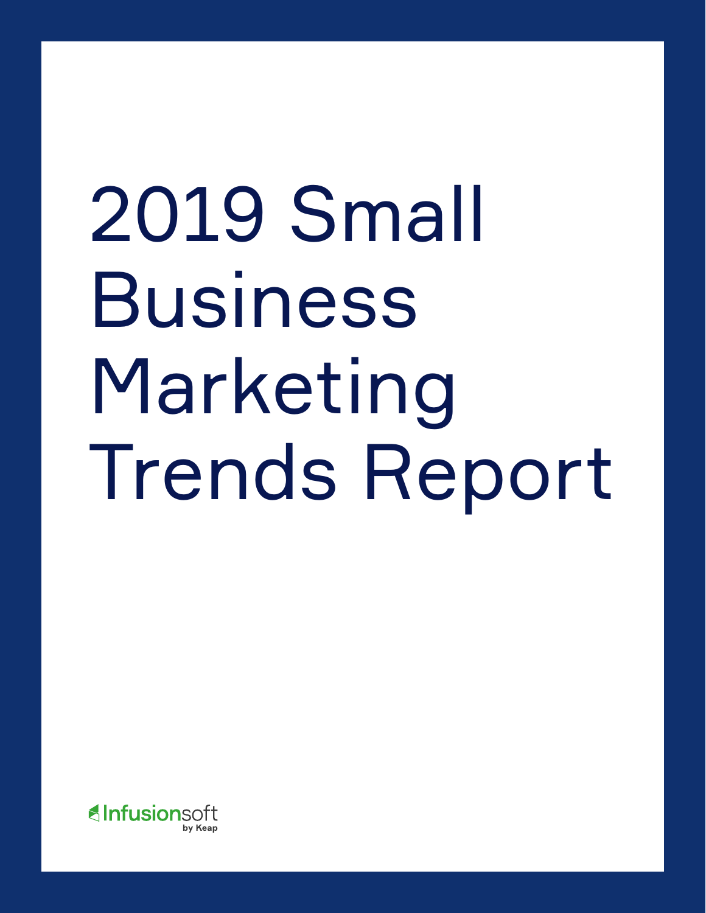# 2019 Small Business Marketing Trends Report

Infusionsoft by Keap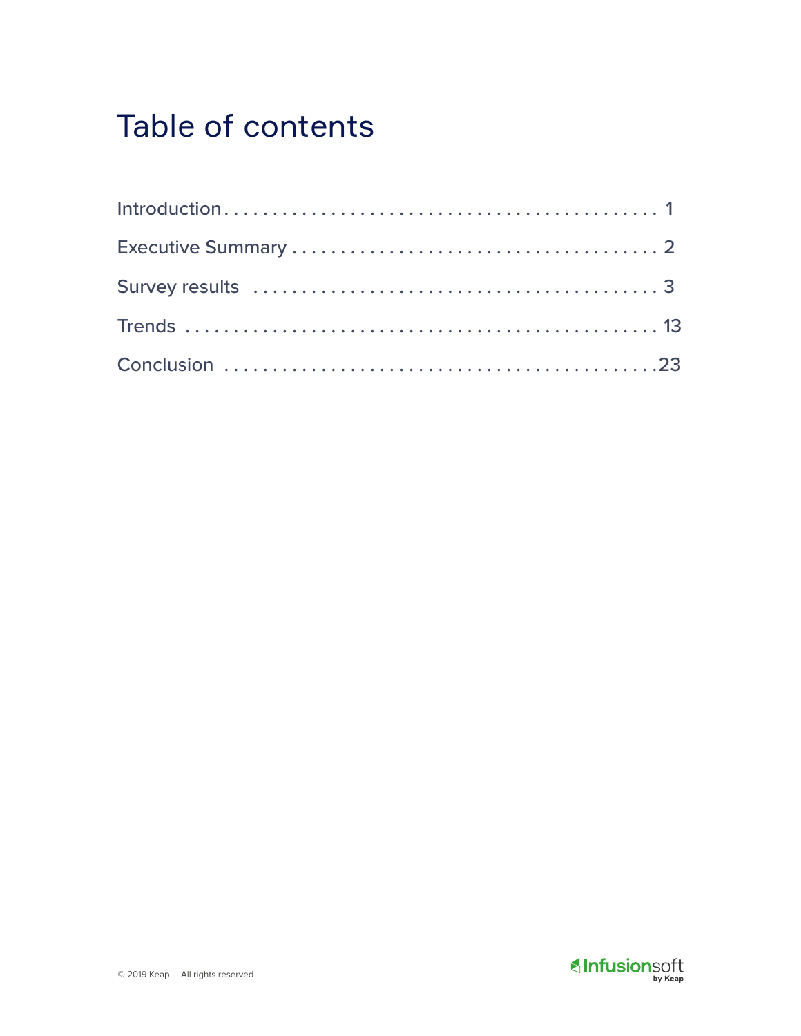# Table of contents

Introduction . . . . . . . . . . . . . . . . . . . . . . . . . . . . . . . . . . . . . . . . . . . . 1

Executive Summary . . . . . . . . . . . . . . . . . . . . . . . . . . . . . . . . . . . . . . 2

Survey results . . . . . . . . . . . . . . . . . . . . . . . . . . . . . . . . . . . . . . . . . . 3

Trends . . . . . . . . . . . . . . . . . . . . . . . . . . . . . . . . . . . . . . . . . . . . . . . . 13

Conclusion . . . . . . . . . . . . . . . . . . . . . . . . . . . . . . . . . . . . . . . . . . . . 23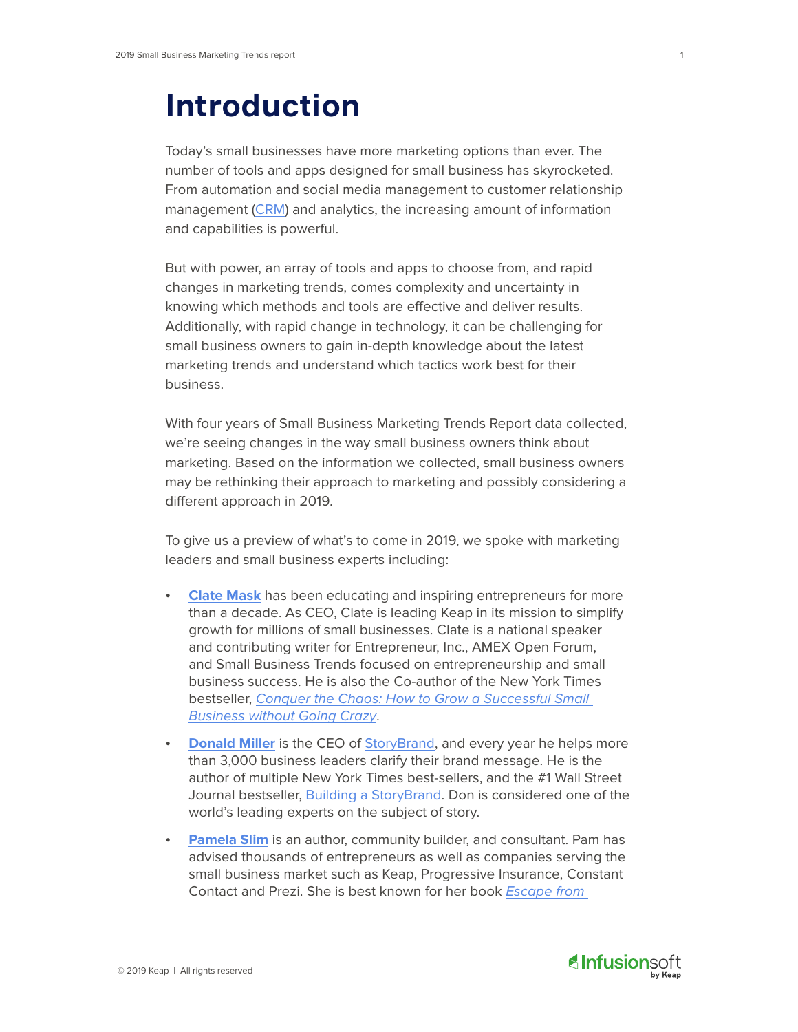# Introduction

Today's small businesses have more marketing options than ever. The number of tools and apps designed for small business has skyrocketed. From automation and social media management to customer relationship management (CRM) and analytics, the increasing amount of information and capabilities is powerful.

But with power, an array of tools and apps to choose from, and rapid changes in marketing trends, comes complexity and uncertainty in knowing which methods and tools are effective and deliver results. Additionally, with rapid change in technology, it can be challenging for small business owners to gain in-depth knowledge about the latest marketing trends and understand which tactics work best for their business.

With four years of Small Business Marketing Trends Report data collected, we're seeing changes in the way small business owners think about marketing. Based on the information we collected, small business owners may be rethinking their approach to marketing and possibly considering a different approach in 2019.

To give us a preview of what's to come in 2019, we spoke with marketing leaders and small business experts including:

- **Clate Mask** has been educating and inspiring entrepreneurs for more than a decade. As CEO, Clate is leading Keap in its mission to simplify growth for millions of small businesses. Clate is a national speaker and contributing writer for Entrepreneur, Inc., AMEX Open Forum, and Small Business Trends focused on entrepreneurship and small business success. He is also the Co-author of the New York Times bestseller, *Conquer the Chaos: How to Grow a Successful Small Business without Going Crazy*.
- **Donald Miller** is the CEO of StoryBrand, and every year he helps more than 3,000 business leaders clarify their brand message. He is the author of multiple New York Times best-sellers, and the #1 Wall Street Journal bestseller, Building a StoryBrand. Don is considered one of the world's leading experts on the subject of story.
- **Pamela Slim** is an author, community builder, and consultant. Pam has advised thousands of entrepreneurs as well as companies serving the small business market such as Keap, Progressive Insurance, Constant Contact and Prezi. She is best known for her book *Escape from*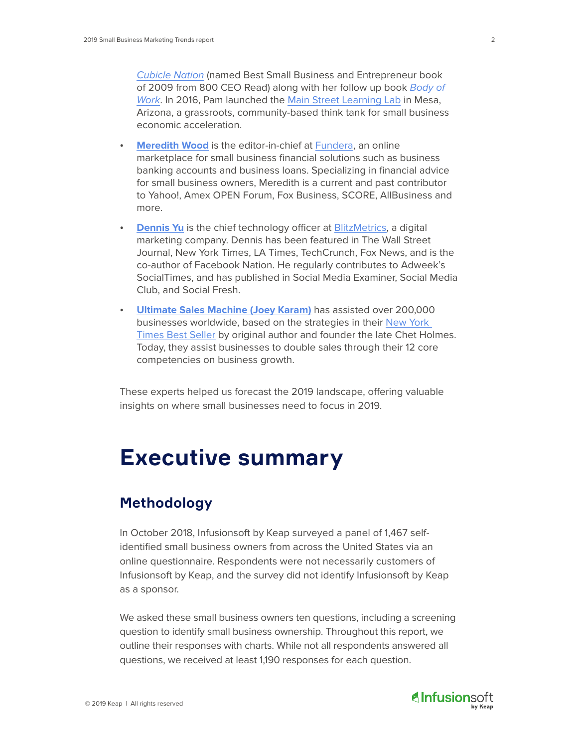*Cubicle Nation* (named Best Small Business and Entrepreneur book of 2009 from 800 CEO Read) along with her follow up book *Body of Work*. In 2016, Pam launched the Main Street Learning Lab in Mesa, Arizona, a grassroots, community-based think tank for small business economic acceleration.

- **Meredith Wood** is the editor-in-chief at Fundera, an online marketplace for small business financial solutions such as business banking accounts and business loans. Specializing in financial advice for small business owners, Meredith is a current and past contributor to Yahoo!, Amex OPEN Forum, Fox Business, SCORE, AllBusiness and more.
- **Dennis Yu** is the chief technology officer at BlitzMetrics, a digital marketing company. Dennis has been featured in The Wall Street Journal, New York Times, LA Times, TechCrunch, Fox News, and is the co-author of Facebook Nation. He regularly contributes to Adweek's SocialTimes, and has published in Social Media Examiner, Social Media Club, and Social Fresh.
- **Ultimate Sales Machine (Joey Karam)** has assisted over 200,000 businesses worldwide, based on the strategies in their New York Times Best Seller by original author and founder the late Chet Holmes. Today, they assist businesses to double sales through their 12 core competencies on business growth.

These experts helped us forecast the 2019 landscape, offering valuable insights on where small businesses need to focus in 2019.

# Executive summary

## Methodology

In October 2018, Infusionsoft by Keap surveyed a panel of 1,467 self-identified small business owners from across the United States via an online questionnaire. Respondents were not necessarily customers of Infusionsoft by Keap, and the survey did not identify Infusionsoft by Keap as a sponsor.

We asked these small business owners ten questions, including a screening question to identify small business ownership. Throughout this report, we outline their responses with charts. While not all respondents answered all questions, we received at least 1,190 responses for each question.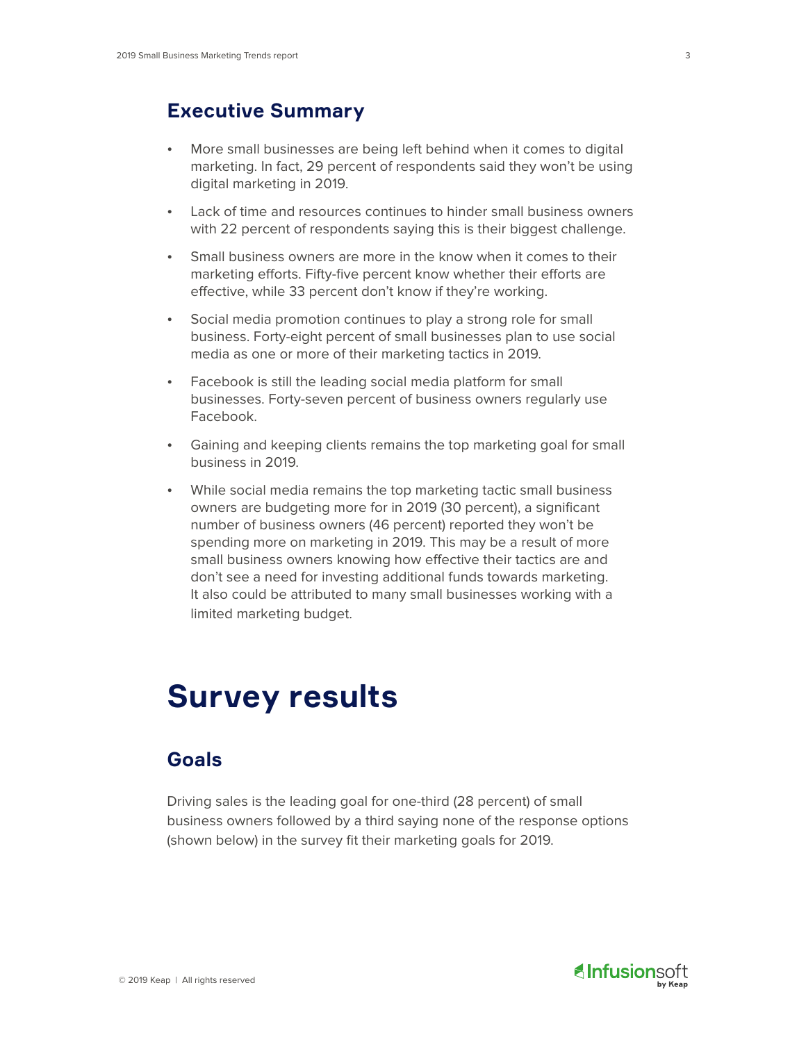## Executive Summary

- More small businesses are being left behind when it comes to digital marketing. In fact, 29 percent of respondents said they won't be using digital marketing in 2019.
- Lack of time and resources continues to hinder small business owners with 22 percent of respondents saying this is their biggest challenge.
- Small business owners are more in the know when it comes to their marketing efforts. Fifty-five percent know whether their efforts are effective, while 33 percent don't know if they're working.
- Social media promotion continues to play a strong role for small business. Forty-eight percent of small businesses plan to use social media as one or more of their marketing tactics in 2019.
- Facebook is still the leading social media platform for small businesses. Forty-seven percent of business owners regularly use Facebook.
- Gaining and keeping clients remains the top marketing goal for small business in 2019.
- While social media remains the top marketing tactic small business owners are budgeting more for in 2019 (30 percent), a significant number of business owners (46 percent) reported they won't be spending more on marketing in 2019. This may be a result of more small business owners knowing how effective their tactics are and don't see a need for investing additional funds towards marketing. It also could be attributed to many small businesses working with a limited marketing budget.

# Survey results

## Goals

Driving sales is the leading goal for one-third (28 percent) of small business owners followed by a third saying none of the response options (shown below) in the survey fit their marketing goals for 2019.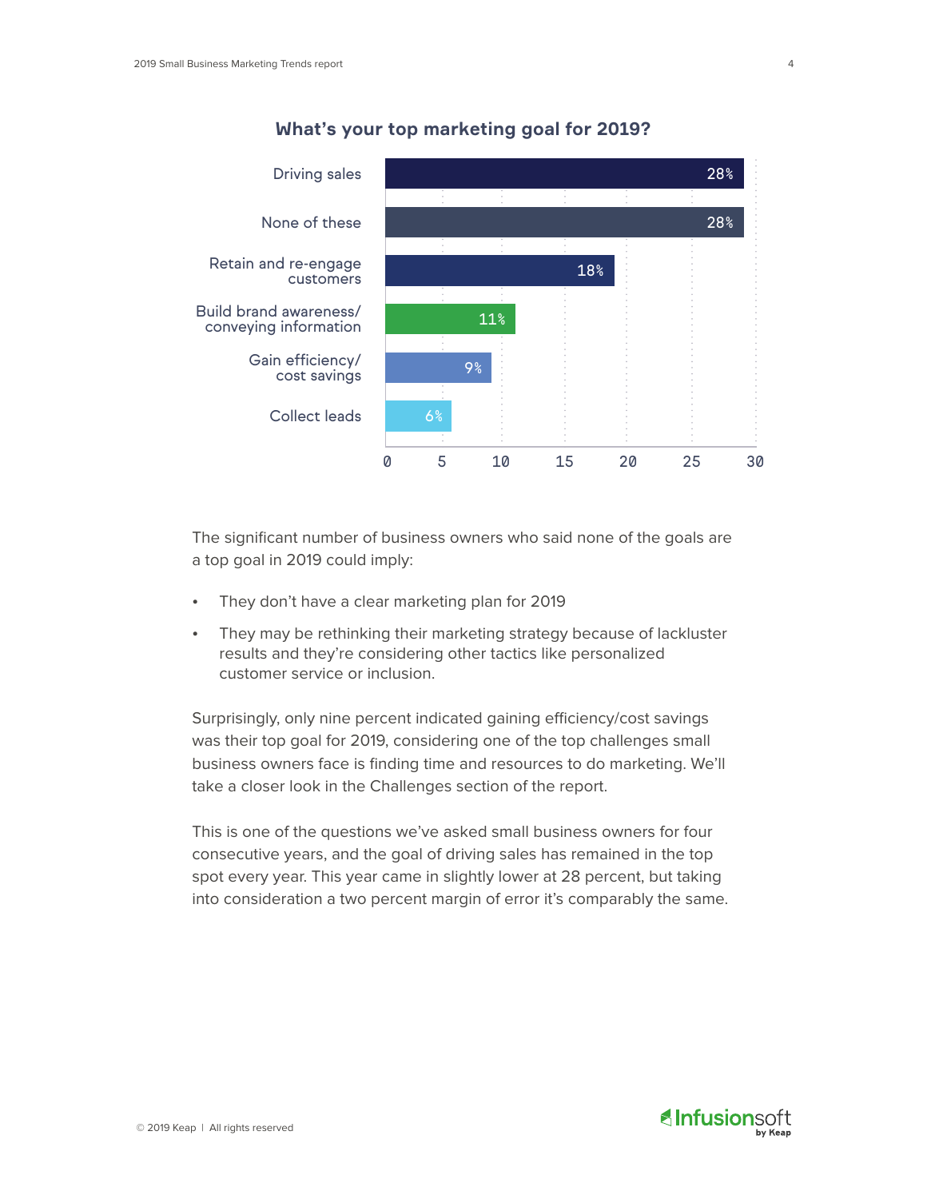## What's your top marketing goal for 2019?

| Goal | Percent |
|---|---|
| Driving sales | 28% |
| None of these | 28% |
| Retain and re-engage customers | 18% |
| Build brand awareness/ conveying information | 11% |
| Gain efficiency/ cost savings | 9% |
| Collect leads | 6% |

The significant number of business owners who said none of the goals are a top goal in 2019 could imply:

- They don't have a clear marketing plan for 2019
- They may be rethinking their marketing strategy because of lackluster results and they're considering other tactics like personalized customer service or inclusion.

Surprisingly, only nine percent indicated gaining efficiency/cost savings was their top goal for 2019, considering one of the top challenges small business owners face is finding time and resources to do marketing. We'll take a closer look in the Challenges section of the report.

This is one of the questions we've asked small business owners for four consecutive years, and the goal of driving sales has remained in the top spot every year. This year came in slightly lower at 28 percent, but taking into consideration a two percent margin of error it's comparably the same.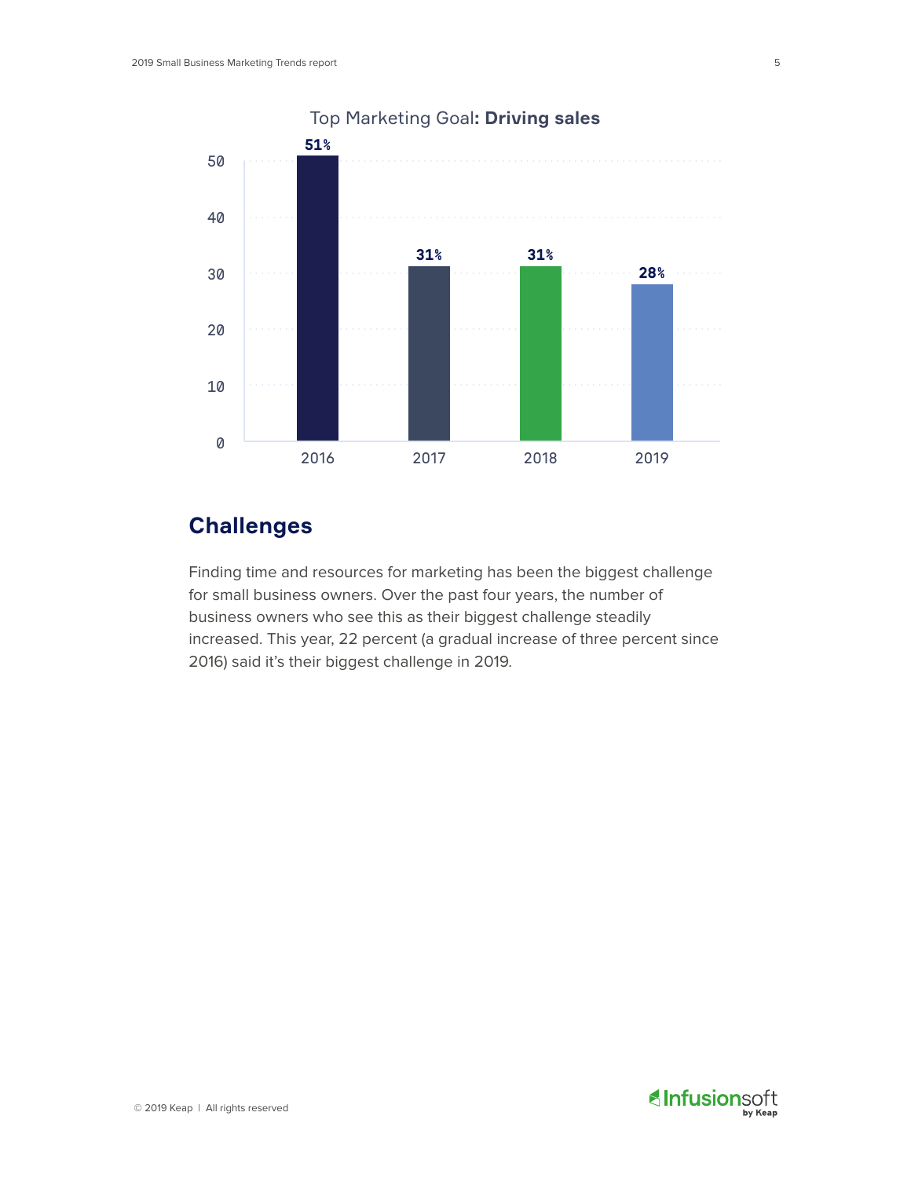Top Marketing Goal: **Driving sales**

| Year | Percentage |
| --- | --- |
| 2016 | 51% |
| 2017 | 31% |
| 2018 | 31% |
| 2019 | 28% |

## Challenges

Finding time and resources for marketing has been the biggest challenge for small business owners. Over the past four years, the number of business owners who see this as their biggest challenge steadily increased. This year, 22 percent (a gradual increase of three percent since 2016) said it's their biggest challenge in 2019.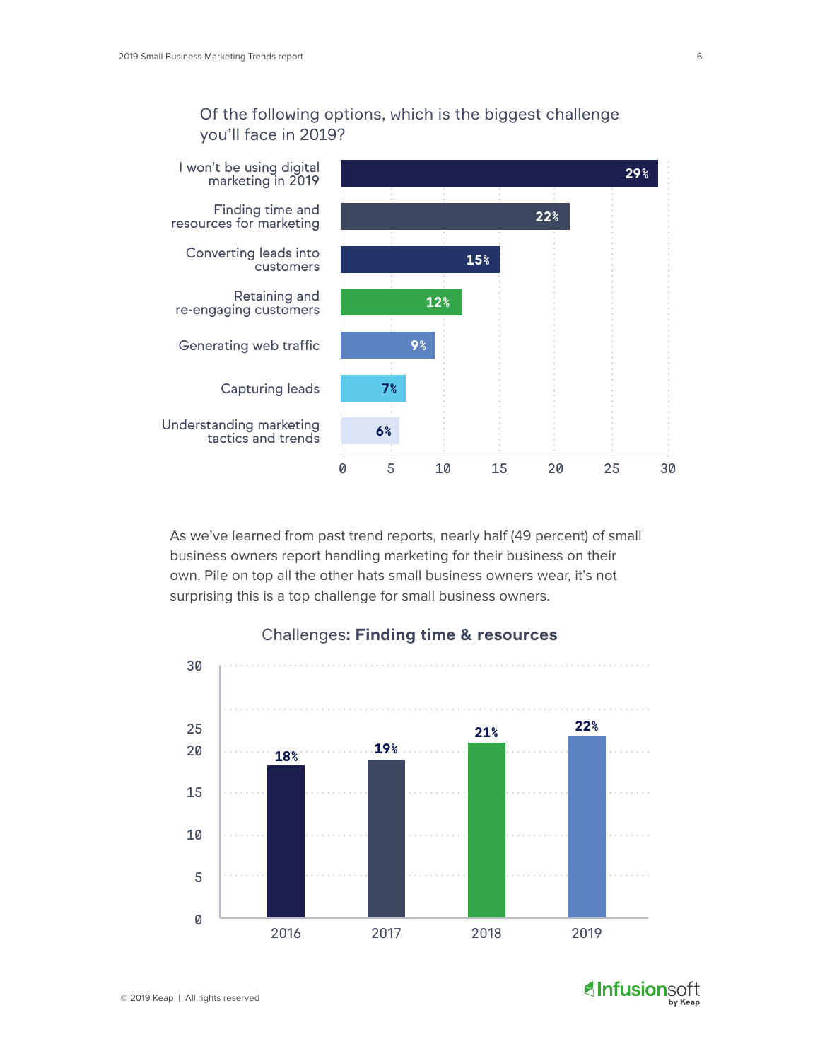Of the following options, which is the biggest challenge you'll face in 2019?

| Challenge | Percent |
|---|---|
| I won't be using digital marketing in 2019 | 29% |
| Finding time and resources for marketing | 22% |
| Converting leads into customers | 15% |
| Retaining and re-engaging customers | 12% |
| Generating web traffic | 9% |
| Capturing leads | 7% |
| Understanding marketing tactics and trends | 6% |

As we've learned from past trend reports, nearly half (49 percent) of small business owners report handling marketing for their business on their own. Pile on top all the other hats small business owners wear, it's not surprising this is a top challenge for small business owners.

Challenges: **Finding time & resources**

| Year | Percent |
|---|---|
| 2016 | 18% |
| 2017 | 19% |
| 2018 | 21% |
| 2019 | 22% |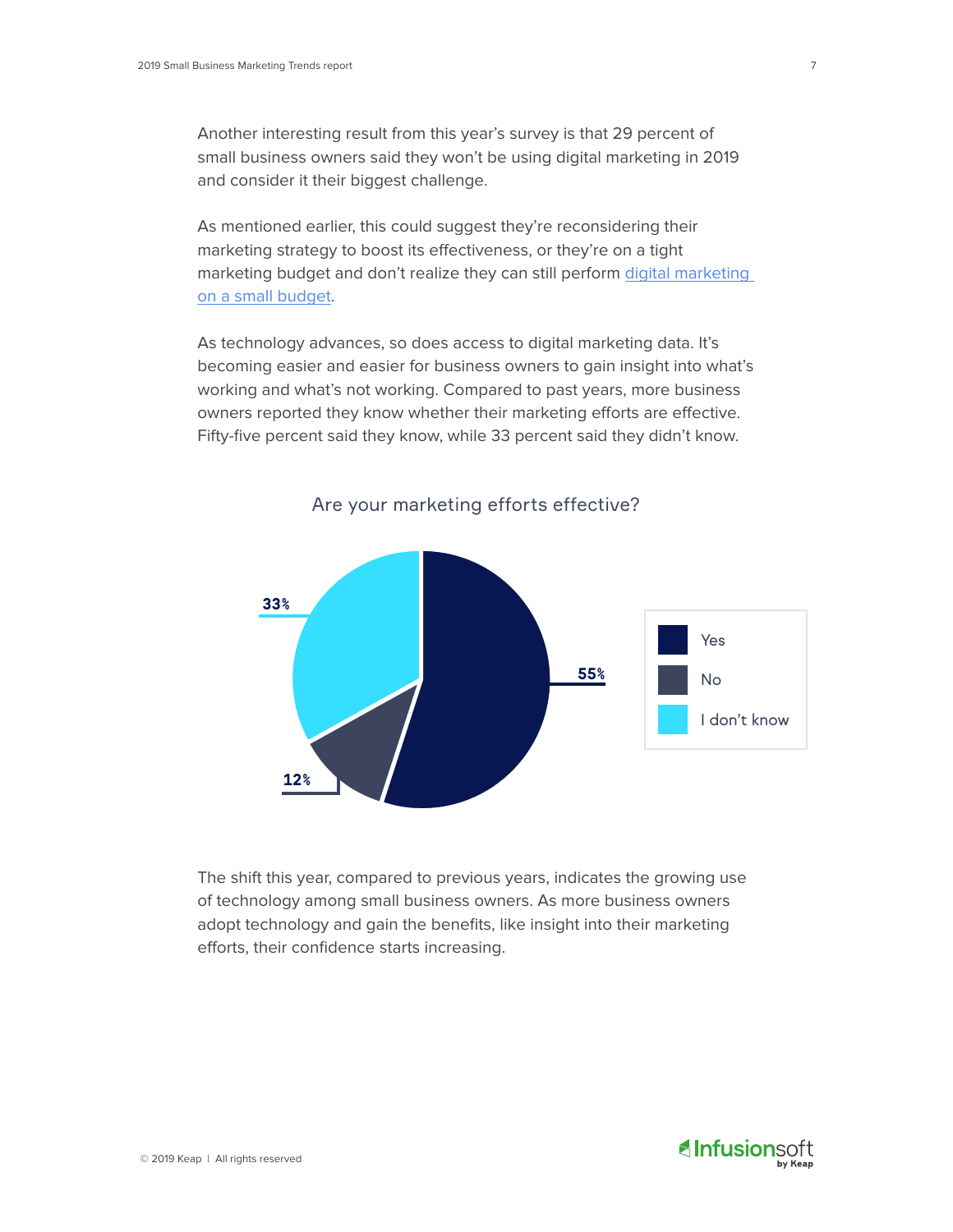Another interesting result from this year's survey is that 29 percent of small business owners said they won't be using digital marketing in 2019 and consider it their biggest challenge.

As mentioned earlier, this could suggest they're reconsidering their marketing strategy to boost its effectiveness, or they're on a tight marketing budget and don't realize they can still perform digital marketing on a small budget.

As technology advances, so does access to digital marketing data. It's becoming easier and easier for business owners to gain insight into what's working and what's not working. Compared to past years, more business owners reported they know whether their marketing efforts are effective. Fifty-five percent said they know, while 33 percent said they didn't know.

Are your marketing efforts effective?

| Response | Percentage |
|---|---|
| Yes | 55% |
| No | 12% |
| I don't know | 33% |

The shift this year, compared to previous years, indicates the growing use of technology among small business owners. As more business owners adopt technology and gain the benefits, like insight into their marketing efforts, their confidence starts increasing.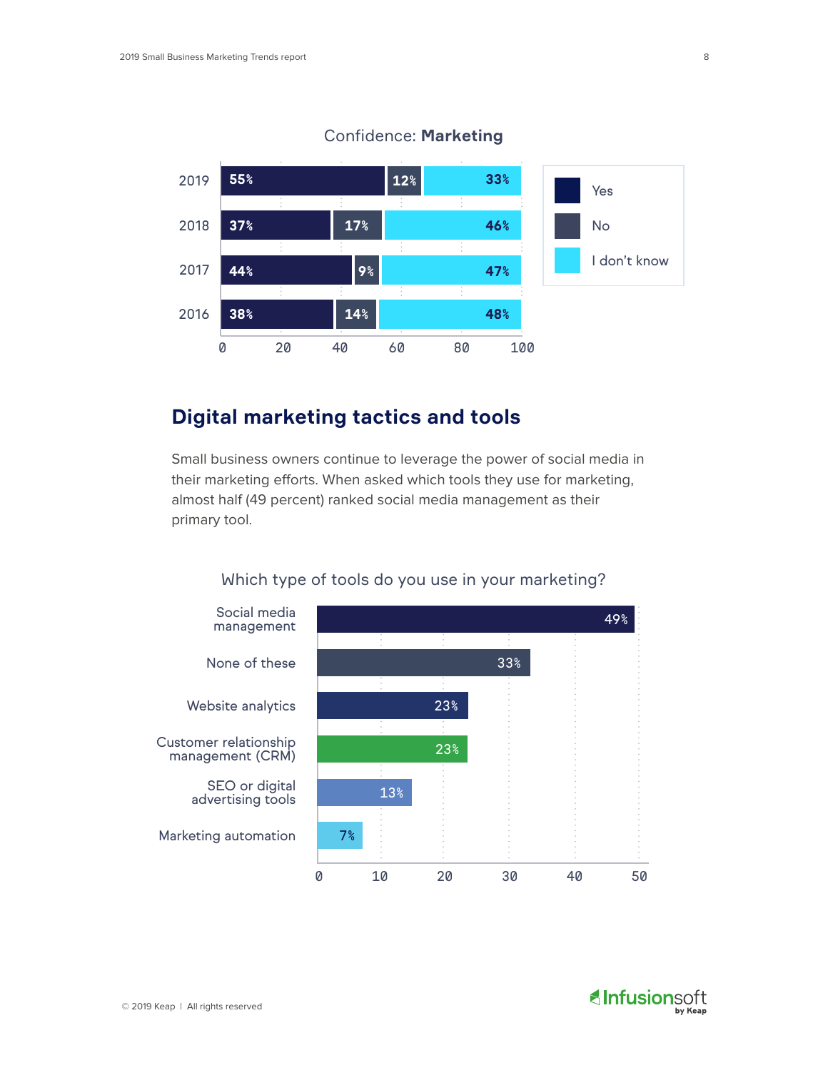Confidence: **Marketing**

| Year | Yes | No | I don't know |
|---|---|---|---|
| 2019 | 55% | 12% | 33% |
| 2018 | 37% | 17% | 46% |
| 2017 | 44% | 9% | 47% |
| 2016 | 38% | 14% | 48% |

## Digital marketing tactics and tools

Small business owners continue to leverage the power of social media in their marketing efforts. When asked which tools they use for marketing, almost half (49 percent) ranked social media management as their primary tool.

Which type of tools do you use in your marketing?

| Tool | Percent |
|---|---|
| Social media management | 49% |
| None of these | 33% |
| Website analytics | 23% |
| Customer relationship management (CRM) | 23% |
| SEO or digital advertising tools | 13% |
| Marketing automation | 7% |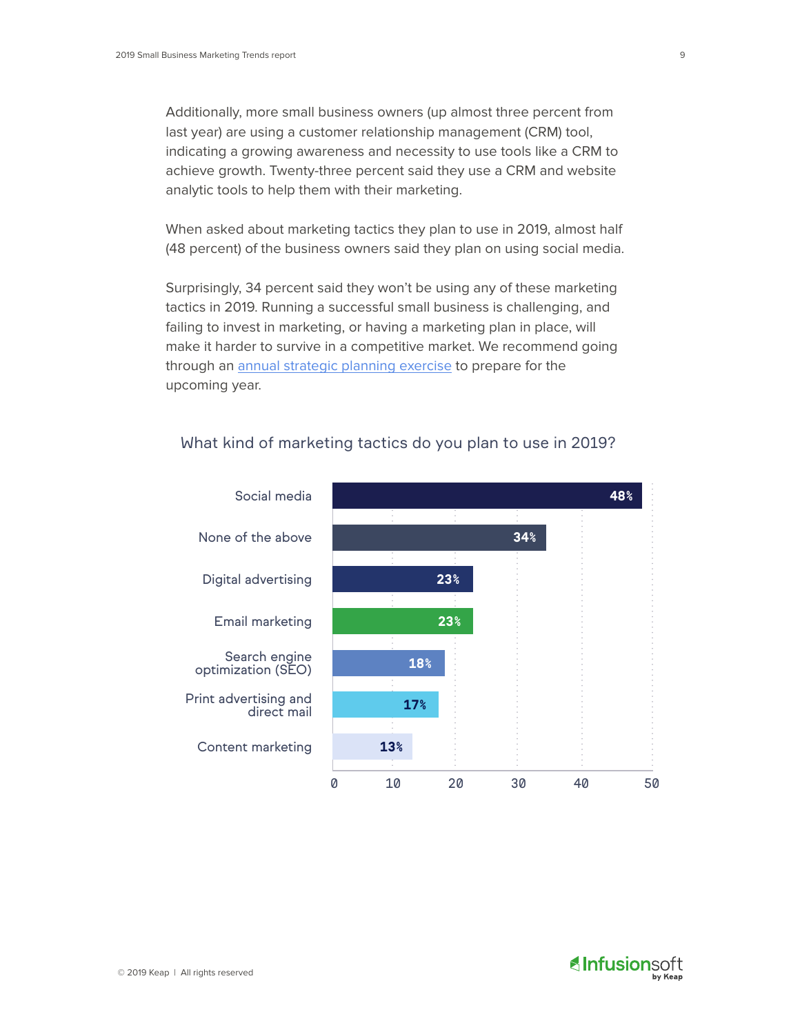Additionally, more small business owners (up almost three percent from last year) are using a customer relationship management (CRM) tool, indicating a growing awareness and necessity to use tools like a CRM to achieve growth. Twenty-three percent said they use a CRM and website analytic tools to help them with their marketing.

When asked about marketing tactics they plan to use in 2019, almost half (48 percent) of the business owners said they plan on using social media.

Surprisingly, 34 percent said they won't be using any of these marketing tactics in 2019. Running a successful small business is challenging, and failing to invest in marketing, or having a marketing plan in place, will make it harder to survive in a competitive market. We recommend going through an [annual strategic planning exercise]() to prepare for the upcoming year.

### What kind of marketing tactics do you plan to use in 2019?

| Marketing tactic | Percent |
|---|---|
| Social media | 48% |
| None of the above | 34% |
| Digital advertising | 23% |
| Email marketing | 23% |
| Search engine optimization (SEO) | 18% |
| Print advertising and direct mail | 17% |
| Content marketing | 13% |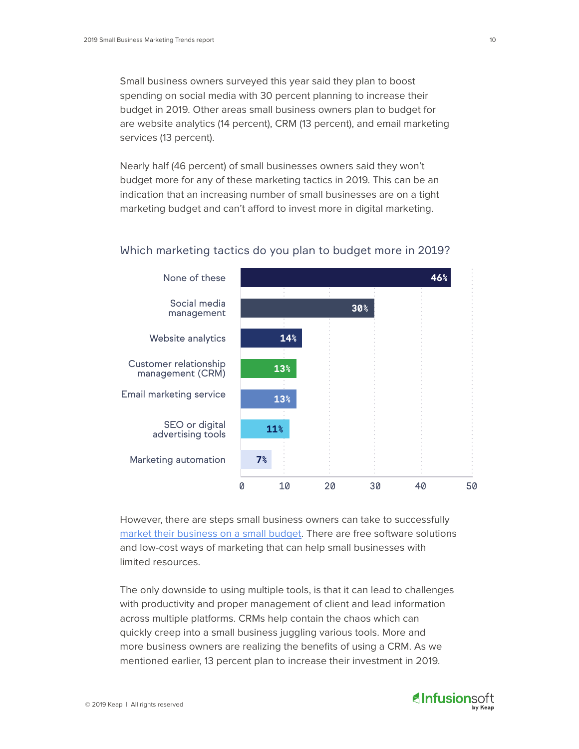Small business owners surveyed this year said they plan to boost spending on social media with 30 percent planning to increase their budget in 2019. Other areas small business owners plan to budget for are website analytics (14 percent), CRM (13 percent), and email marketing services (13 percent).

Nearly half (46 percent) of small businesses owners said they won't budget more for any of these marketing tactics in 2019. This can be an indication that an increasing number of small businesses are on a tight marketing budget and can't afford to invest more in digital marketing.

## Which marketing tactics do you plan to budget more in 2019?

| Tactic | Percent |
|---|---|
| None of these | 46% |
| Social media management | 30% |
| Website analytics | 14% |
| Customer relationship management (CRM) | 13% |
| Email marketing service | 13% |
| SEO or digital advertising tools | 11% |
| Marketing automation | 7% |

However, there are steps small business owners can take to successfully market their business on a small budget. There are free software solutions and low-cost ways of marketing that can help small businesses with limited resources.

The only downside to using multiple tools, is that it can lead to challenges with productivity and proper management of client and lead information across multiple platforms. CRMs help contain the chaos which can quickly creep into a small business juggling various tools. More and more business owners are realizing the benefits of using a CRM. As we mentioned earlier, 13 percent plan to increase their investment in 2019.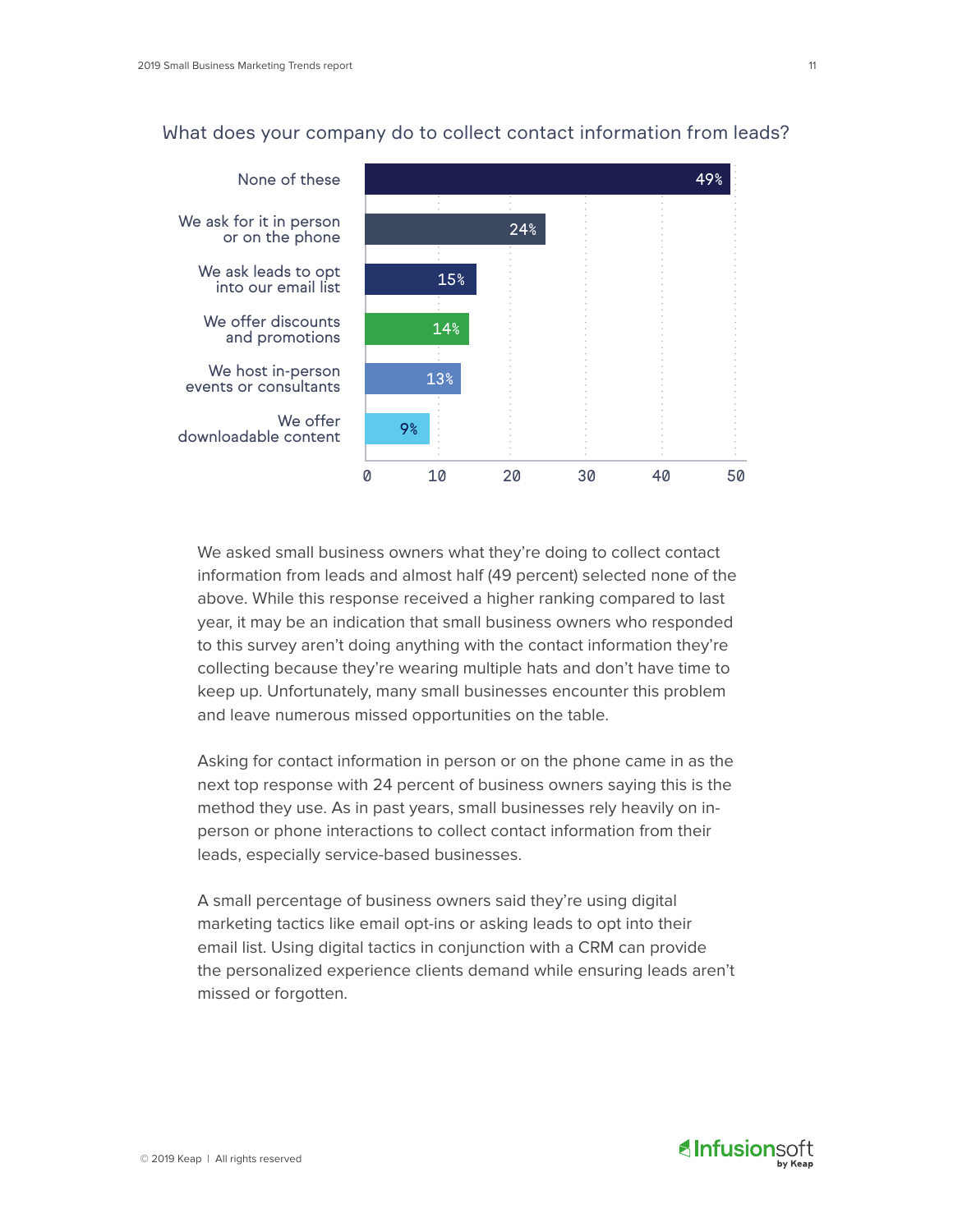## What does your company do to collect contact information from leads?

| Response | Percent |
|---|---|
| None of these | 49% |
| We ask for it in person or on the phone | 24% |
| We ask leads to opt into our email list | 15% |
| We offer discounts and promotions | 14% |
| We host in-person events or consultants | 13% |
| We offer downloadable content | 9% |

We asked small business owners what they're doing to collect contact information from leads and almost half (49 percent) selected none of the above. While this response received a higher ranking compared to last year, it may be an indication that small business owners who responded to this survey aren't doing anything with the contact information they're collecting because they're wearing multiple hats and don't have time to keep up. Unfortunately, many small businesses encounter this problem and leave numerous missed opportunities on the table.

Asking for contact information in person or on the phone came in as the next top response with 24 percent of business owners saying this is the method they use. As in past years, small businesses rely heavily on in-person or phone interactions to collect contact information from their leads, especially service-based businesses.

A small percentage of business owners said they're using digital marketing tactics like email opt-ins or asking leads to opt into their email list. Using digital tactics in conjunction with a CRM can provide the personalized experience clients demand while ensuring leads aren't missed or forgotten.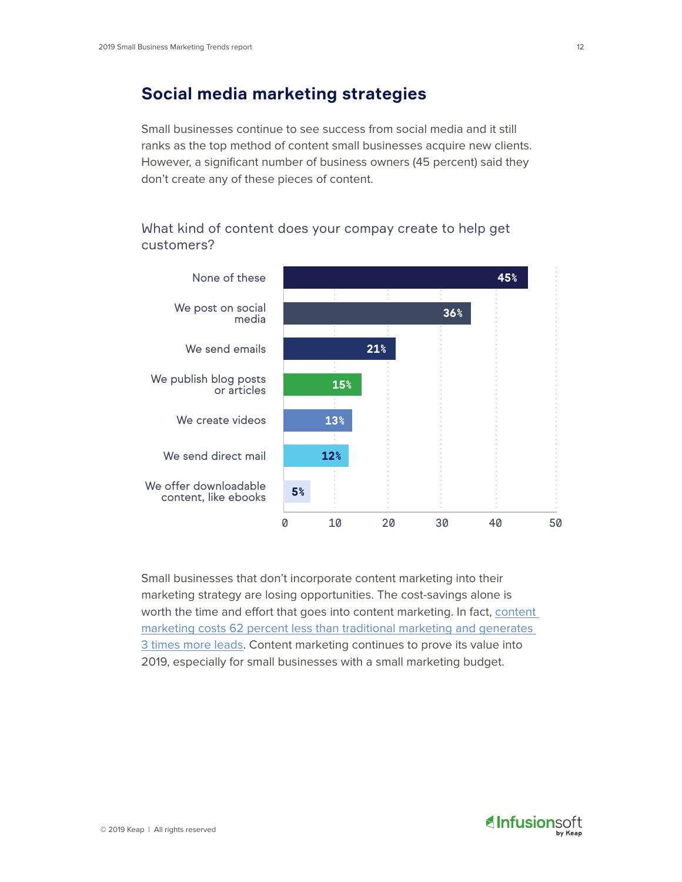## Social media marketing strategies

Small businesses continue to see success from social media and it still ranks as the top method of content small businesses acquire new clients. However, a significant number of business owners (45 percent) said they don't create any of these pieces of content.

What kind of content does your compay create to help get customers?

| Content type | Percent |
| --- | --- |
| None of these | 45% |
| We post on social media | 36% |
| We send emails | 21% |
| We publish blog posts or articles | 15% |
| We create videos | 13% |
| We send direct mail | 12% |
| We offer downloadable content, like ebooks | 5% |

Small businesses that don't incorporate content marketing into their marketing strategy are losing opportunities. The cost-savings alone is worth the time and effort that goes into content marketing. In fact, content marketing costs 62 percent less than traditional marketing and generates 3 times more leads. Content marketing continues to prove its value into 2019, especially for small businesses with a small marketing budget.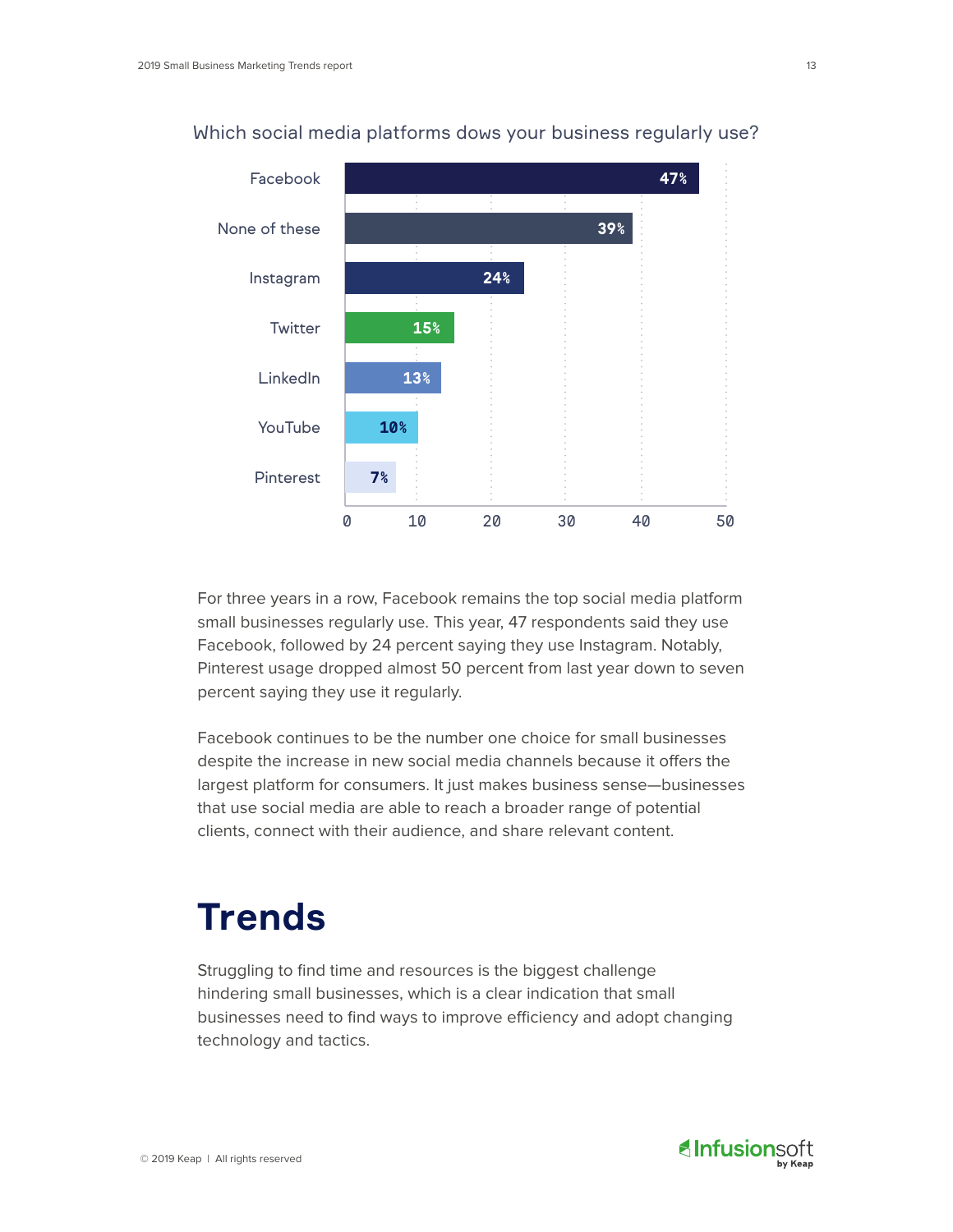Which social media platforms dows your business regularly use?

| Platform | Percentage |
| --- | --- |
| Facebook | 47% |
| None of these | 39% |
| Instagram | 24% |
| Twitter | 15% |
| LinkedIn | 13% |
| YouTube | 10% |
| Pinterest | 7% |

For three years in a row, Facebook remains the top social media platform small businesses regularly use. This year, 47 respondents said they use Facebook, followed by 24 percent saying they use Instagram. Notably, Pinterest usage dropped almost 50 percent from last year down to seven percent saying they use it regularly.

Facebook continues to be the number one choice for small businesses despite the increase in new social media channels because it offers the largest platform for consumers. It just makes business sense—businesses that use social media are able to reach a broader range of potential clients, connect with their audience, and share relevant content.

# Trends

Struggling to find time and resources is the biggest challenge hindering small businesses, which is a clear indication that small businesses need to find ways to improve efficiency and adopt changing technology and tactics.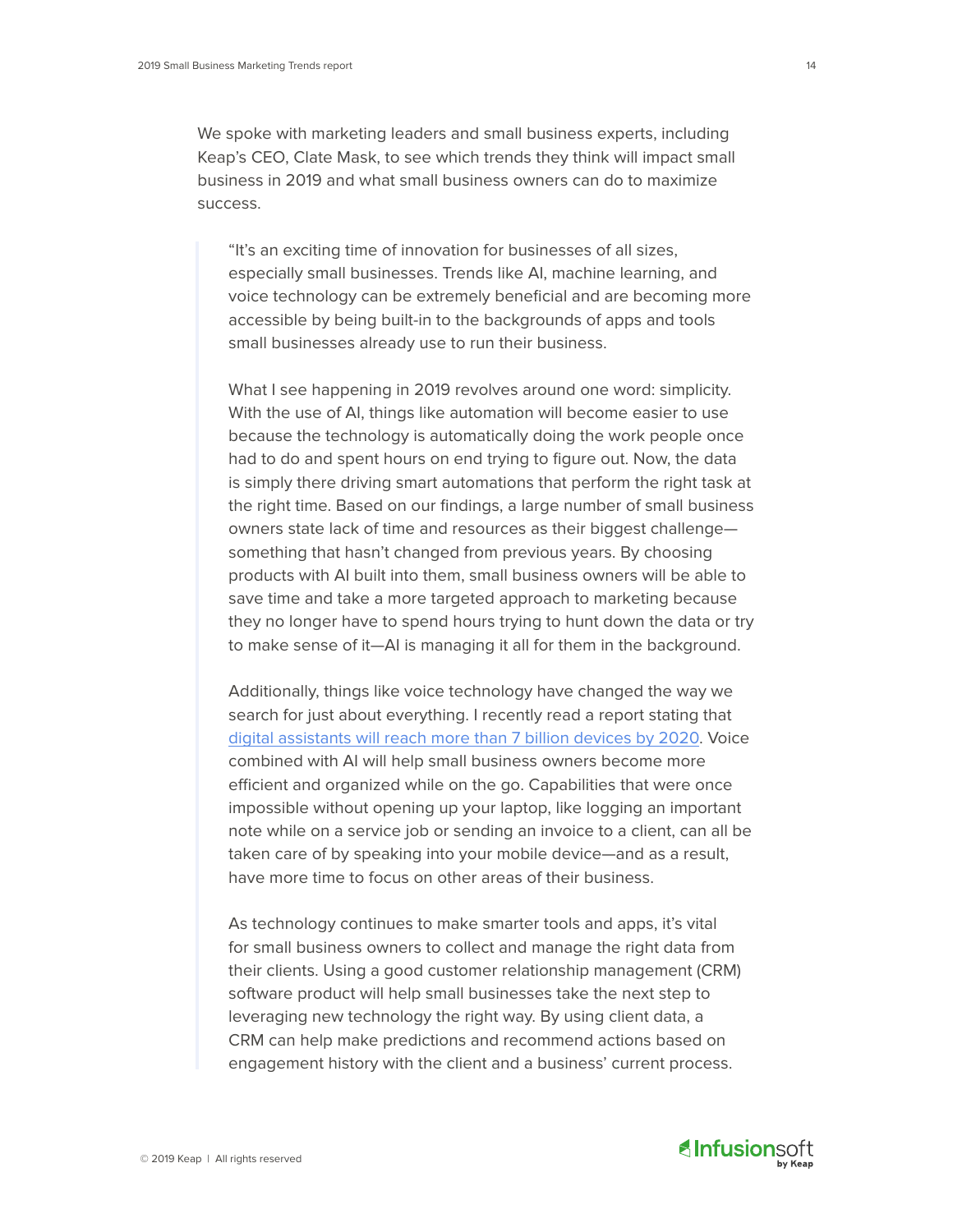We spoke with marketing leaders and small business experts, including Keap's CEO, Clate Mask, to see which trends they think will impact small business in 2019 and what small business owners can do to maximize success.

> "It's an exciting time of innovation for businesses of all sizes, especially small businesses. Trends like AI, machine learning, and voice technology can be extremely beneficial and are becoming more accessible by being built-in to the backgrounds of apps and tools small businesses already use to run their business.
>
> What I see happening in 2019 revolves around one word: simplicity. With the use of AI, things like automation will become easier to use because the technology is automatically doing the work people once had to do and spent hours on end trying to figure out. Now, the data is simply there driving smart automations that perform the right task at the right time. Based on our findings, a large number of small business owners state lack of time and resources as their biggest challenge—something that hasn't changed from previous years. By choosing products with AI built into them, small business owners will be able to save time and take a more targeted approach to marketing because they no longer have to spend hours trying to hunt down the data or try to make sense of it—AI is managing it all for them in the background.
>
> Additionally, things like voice technology have changed the way we search for just about everything. I recently read a report stating that digital assistants will reach more than 7 billion devices by 2020. Voice combined with AI will help small business owners become more efficient and organized while on the go. Capabilities that were once impossible without opening up your laptop, like logging an important note while on a service job or sending an invoice to a client, can all be taken care of by speaking into your mobile device—and as a result, have more time to focus on other areas of their business.
>
> As technology continues to make smarter tools and apps, it's vital for small business owners to collect and manage the right data from their clients. Using a good customer relationship management (CRM) software product will help small businesses take the next step to leveraging new technology the right way. By using client data, a CRM can help make predictions and recommend actions based on engagement history with the client and a business' current process.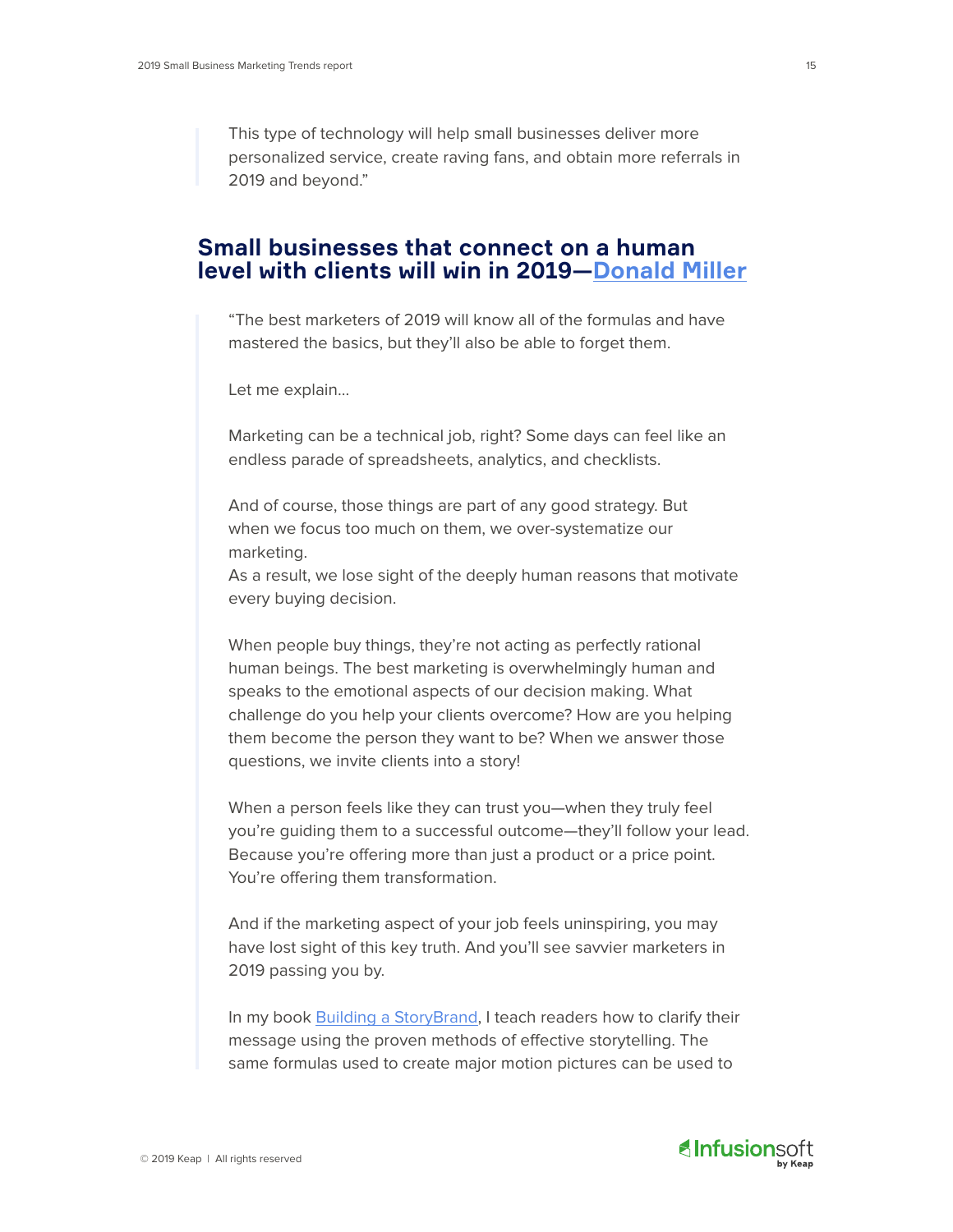> This type of technology will help small businesses deliver more personalized service, create raving fans, and obtain more referrals in 2019 and beyond."

## Small businesses that connect on a human level with clients will win in 2019—Donald Miller

> "The best marketers of 2019 will know all of the formulas and have mastered the basics, but they'll also be able to forget them.
>
> Let me explain...
>
> Marketing can be a technical job, right? Some days can feel like an endless parade of spreadsheets, analytics, and checklists.
>
> And of course, those things are part of any good strategy. But when we focus too much on them, we over-systematize our marketing.
> As a result, we lose sight of the deeply human reasons that motivate every buying decision.
>
> When people buy things, they're not acting as perfectly rational human beings. The best marketing is overwhelmingly human and speaks to the emotional aspects of our decision making. What challenge do you help your clients overcome? How are you helping them become the person they want to be? When we answer those questions, we invite clients into a story!
>
> When a person feels like they can trust you—when they truly feel you're guiding them to a successful outcome—they'll follow your lead. Because you're offering more than just a product or a price point. You're offering them transformation.
>
> And if the marketing aspect of your job feels uninspiring, you may have lost sight of this key truth. And you'll see savvier marketers in 2019 passing you by.
>
> In my book Building a StoryBrand, I teach readers how to clarify their message using the proven methods of effective storytelling. The same formulas used to create major motion pictures can be used to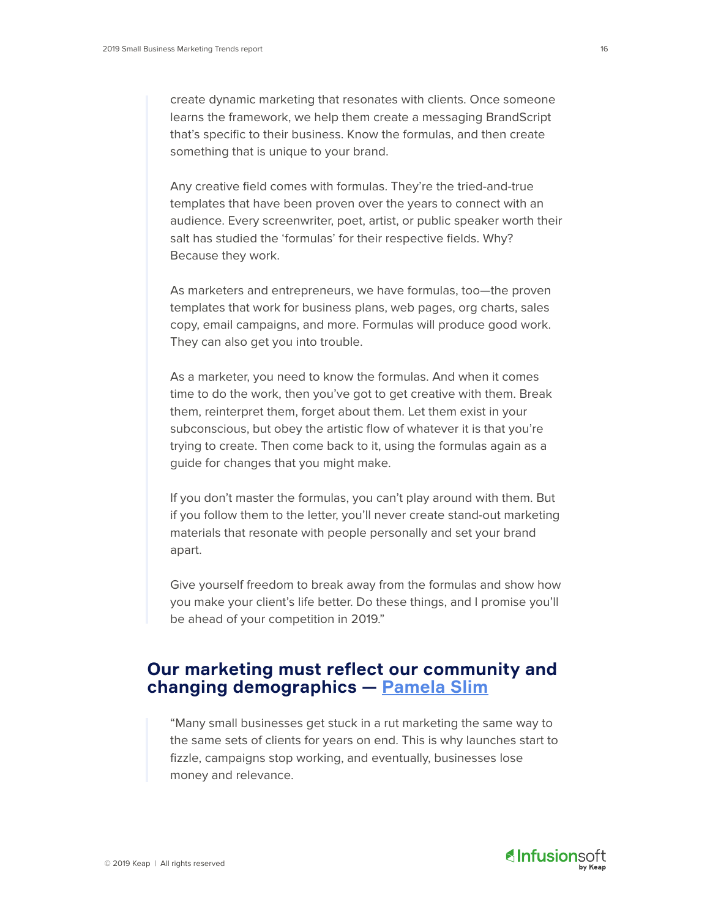> create dynamic marketing that resonates with clients. Once someone learns the framework, we help them create a messaging BrandScript that's specific to their business. Know the formulas, and then create something that is unique to your brand.
>
> Any creative field comes with formulas. They're the tried-and-true templates that have been proven over the years to connect with an audience. Every screenwriter, poet, artist, or public speaker worth their salt has studied the 'formulas' for their respective fields. Why? Because they work.
>
> As marketers and entrepreneurs, we have formulas, too—the proven templates that work for business plans, web pages, org charts, sales copy, email campaigns, and more. Formulas will produce good work. They can also get you into trouble.
>
> As a marketer, you need to know the formulas. And when it comes time to do the work, then you've got to get creative with them. Break them, reinterpret them, forget about them. Let them exist in your subconscious, but obey the artistic flow of whatever it is that you're trying to create. Then come back to it, using the formulas again as a guide for changes that you might make.
>
> If you don't master the formulas, you can't play around with them. But if you follow them to the letter, you'll never create stand-out marketing materials that resonate with people personally and set your brand apart.
>
> Give yourself freedom to break away from the formulas and show how you make your client's life better. Do these things, and I promise you'll be ahead of your competition in 2019."

## Our marketing must reflect our community and changing demographics — Pamela Slim

> "Many small businesses get stuck in a rut marketing the same way to the same sets of clients for years on end. This is why launches start to fizzle, campaigns stop working, and eventually, businesses lose money and relevance.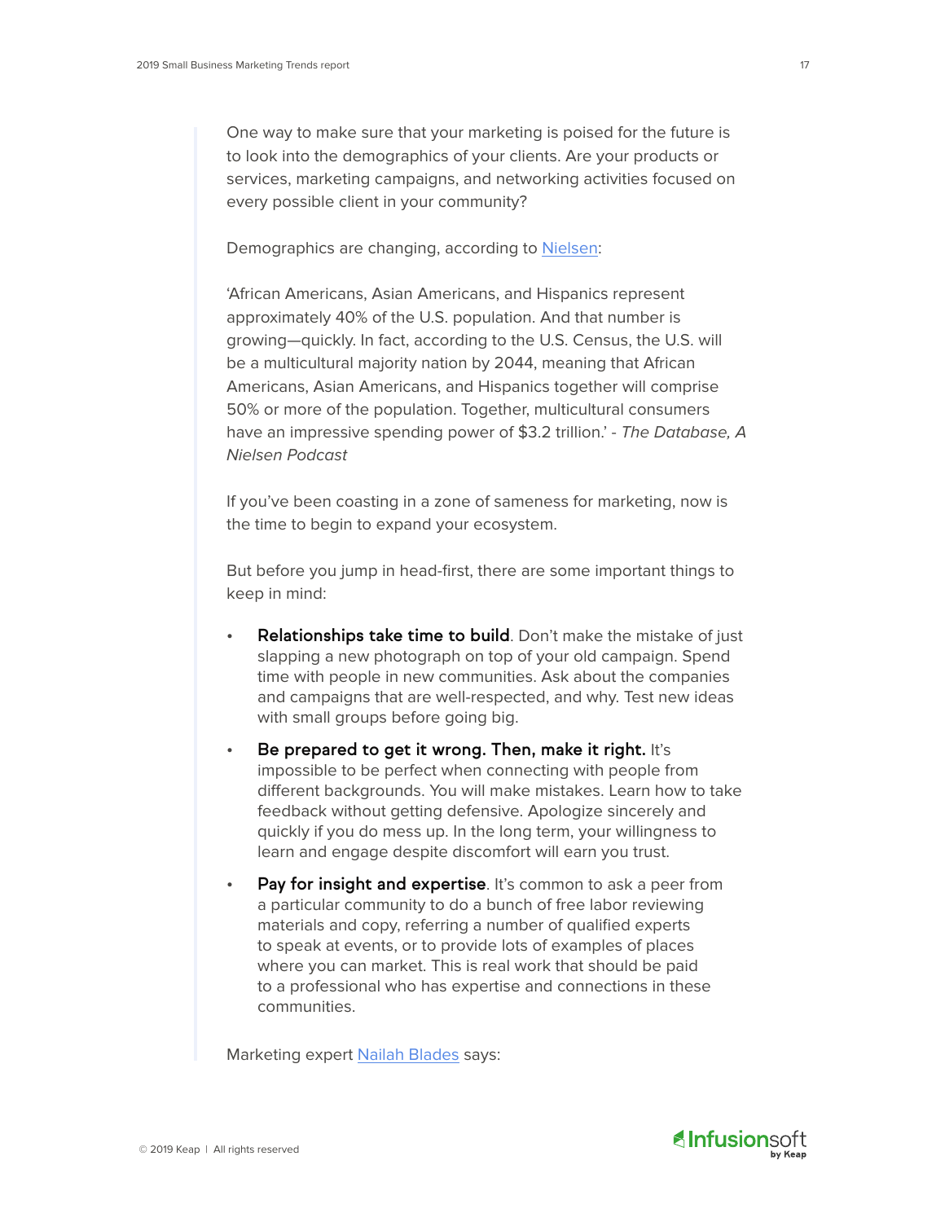One way to make sure that your marketing is poised for the future is to look into the demographics of your clients. Are your products or services, marketing campaigns, and networking activities focused on every possible client in your community?

Demographics are changing, according to Nielsen:

'African Americans, Asian Americans, and Hispanics represent approximately 40% of the U.S. population. And that number is growing—quickly. In fact, according to the U.S. Census, the U.S. will be a multicultural majority nation by 2044, meaning that African Americans, Asian Americans, and Hispanics together will comprise 50% or more of the population. Together, multicultural consumers have an impressive spending power of $3.2 trillion.' - *The Database, A Nielsen Podcast*

If you've been coasting in a zone of sameness for marketing, now is the time to begin to expand your ecosystem.

But before you jump in head-first, there are some important things to keep in mind:

- **Relationships take time to build**. Don't make the mistake of just slapping a new photograph on top of your old campaign. Spend time with people in new communities. Ask about the companies and campaigns that are well-respected, and why. Test new ideas with small groups before going big.
- **Be prepared to get it wrong. Then, make it right.** It's impossible to be perfect when connecting with people from different backgrounds. You will make mistakes. Learn how to take feedback without getting defensive. Apologize sincerely and quickly if you do mess up. In the long term, your willingness to learn and engage despite discomfort will earn you trust.
- **Pay for insight and expertise**. It's common to ask a peer from a particular community to do a bunch of free labor reviewing materials and copy, referring a number of qualified experts to speak at events, or to provide lots of examples of places where you can market. This is real work that should be paid to a professional who has expertise and connections in these communities.

Marketing expert Nailah Blades says: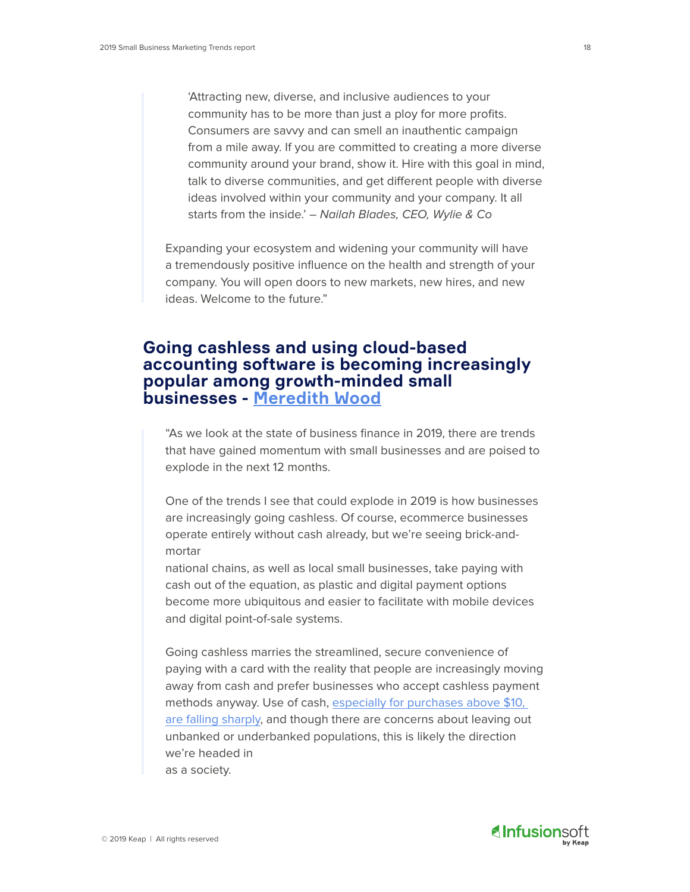> 'Attracting new, diverse, and inclusive audiences to your community has to be more than just a ploy for more profits. Consumers are savvy and can smell an inauthentic campaign from a mile away. If you are committed to creating a more diverse community around your brand, show it. Hire with this goal in mind, talk to diverse communities, and get different people with diverse ideas involved within your community and your company. It all starts from the inside.' – *Nailah Blades, CEO, Wylie & Co*

Expanding your ecosystem and widening your community will have a tremendously positive influence on the health and strength of your company. You will open doors to new markets, new hires, and new ideas. Welcome to the future."

## Going cashless and using cloud-based accounting software is becoming increasingly popular among growth-minded small businesses - Meredith Wood

"As we look at the state of business finance in 2019, there are trends that have gained momentum with small businesses and are poised to explode in the next 12 months.

One of the trends I see that could explode in 2019 is how businesses are increasingly going cashless. Of course, ecommerce businesses operate entirely without cash already, but we're seeing brick-and-mortar national chains, as well as local small businesses, take paying with cash out of the equation, as plastic and digital payment options become more ubiquitous and easier to facilitate with mobile devices and digital point-of-sale systems.

Going cashless marries the streamlined, secure convenience of paying with a card with the reality that people are increasingly moving away from cash and prefer businesses who accept cashless payment methods anyway. Use of cash, especially for purchases above $10, are falling sharply, and though there are concerns about leaving out unbanked or underbanked populations, this is likely the direction we're headed in as a society.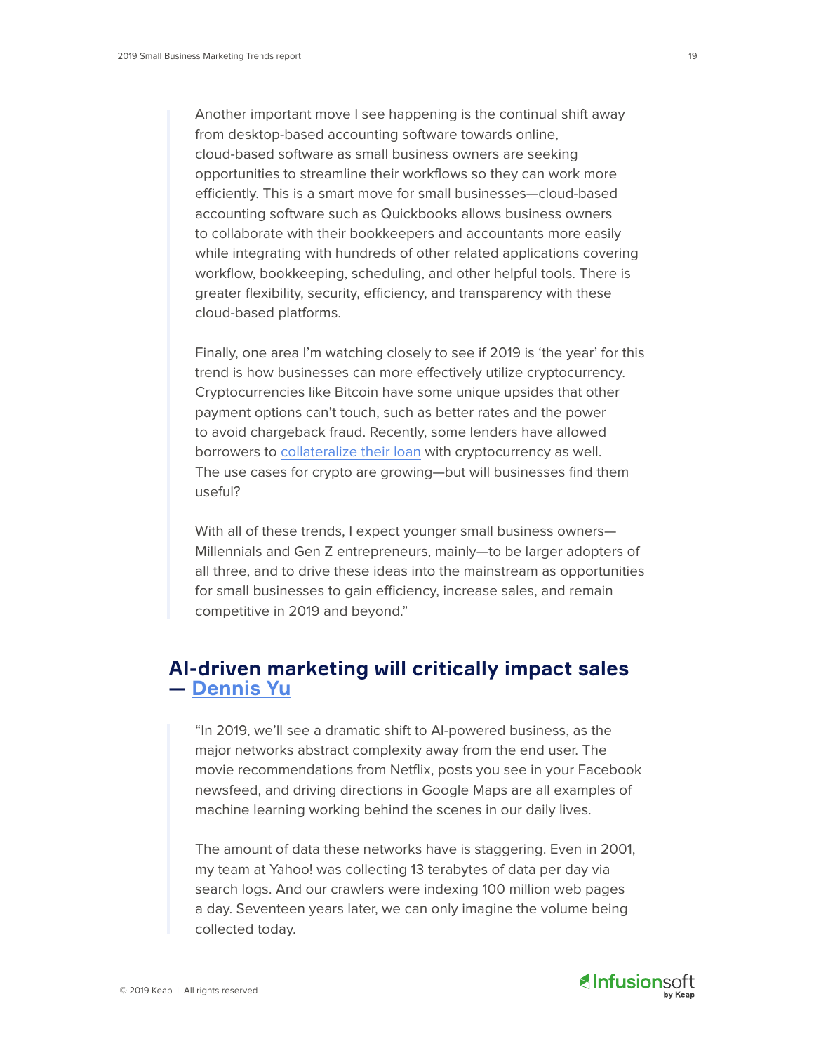Another important move I see happening is the continual shift away from desktop-based accounting software towards online, cloud-based software as small business owners are seeking opportunities to streamline their workflows so they can work more efficiently. This is a smart move for small businesses—cloud-based accounting software such as Quickbooks allows business owners to collaborate with their bookkeepers and accountants more easily while integrating with hundreds of other related applications covering workflow, bookkeeping, scheduling, and other helpful tools. There is greater flexibility, security, efficiency, and transparency with these cloud-based platforms.

Finally, one area I'm watching closely to see if 2019 is 'the year' for this trend is how businesses can more effectively utilize cryptocurrency. Cryptocurrencies like Bitcoin have some unique upsides that other payment options can't touch, such as better rates and the power to avoid chargeback fraud. Recently, some lenders have allowed borrowers to collateralize their loan with cryptocurrency as well. The use cases for crypto are growing—but will businesses find them useful?

With all of these trends, I expect younger small business owners—Millennials and Gen Z entrepreneurs, mainly—to be larger adopters of all three, and to drive these ideas into the mainstream as opportunities for small businesses to gain efficiency, increase sales, and remain competitive in 2019 and beyond."

## AI-driven marketing will critically impact sales — Dennis Yu

"In 2019, we'll see a dramatic shift to AI-powered business, as the major networks abstract complexity away from the end user. The movie recommendations from Netflix, posts you see in your Facebook newsfeed, and driving directions in Google Maps are all examples of machine learning working behind the scenes in our daily lives.

The amount of data these networks have is staggering. Even in 2001, my team at Yahoo! was collecting 13 terabytes of data per day via search logs. And our crawlers were indexing 100 million web pages a day. Seventeen years later, we can only imagine the volume being collected today.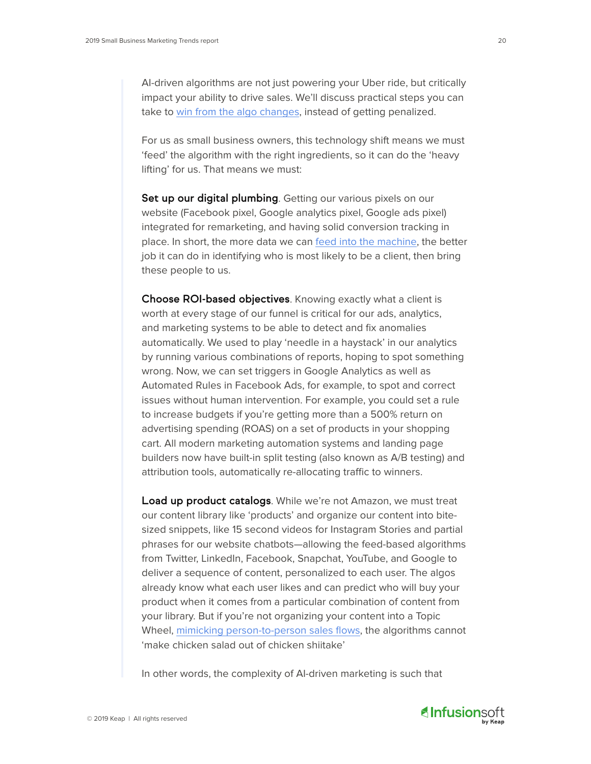AI-driven algorithms are not just powering your Uber ride, but critically impact your ability to drive sales. We'll discuss practical steps you can take to win from the algo changes, instead of getting penalized.

For us as small business owners, this technology shift means we must 'feed' the algorithm with the right ingredients, so it can do the 'heavy lifting' for us. That means we must:

**Set up our digital plumbing**. Getting our various pixels on our website (Facebook pixel, Google analytics pixel, Google ads pixel) integrated for remarketing, and having solid conversion tracking in place. In short, the more data we can feed into the machine, the better job it can do in identifying who is most likely to be a client, then bring these people to us.

**Choose ROI-based objectives**. Knowing exactly what a client is worth at every stage of our funnel is critical for our ads, analytics, and marketing systems to be able to detect and fix anomalies automatically. We used to play 'needle in a haystack' in our analytics by running various combinations of reports, hoping to spot something wrong. Now, we can set triggers in Google Analytics as well as Automated Rules in Facebook Ads, for example, to spot and correct issues without human intervention. For example, you could set a rule to increase budgets if you're getting more than a 500% return on advertising spending (ROAS) on a set of products in your shopping cart. All modern marketing automation systems and landing page builders now have built-in split testing (also known as A/B testing) and attribution tools, automatically re-allocating traffic to winners.

**Load up product catalogs**. While we're not Amazon, we must treat our content library like 'products' and organize our content into bite-sized snippets, like 15 second videos for Instagram Stories and partial phrases for our website chatbots—allowing the feed-based algorithms from Twitter, LinkedIn, Facebook, Snapchat, YouTube, and Google to deliver a sequence of content, personalized to each user. The algos already know what each user likes and can predict who will buy your product when it comes from a particular combination of content from your library. But if you're not organizing your content into a Topic Wheel, mimicking person-to-person sales flows, the algorithms cannot 'make chicken salad out of chicken shiitake'

In other words, the complexity of AI-driven marketing is such that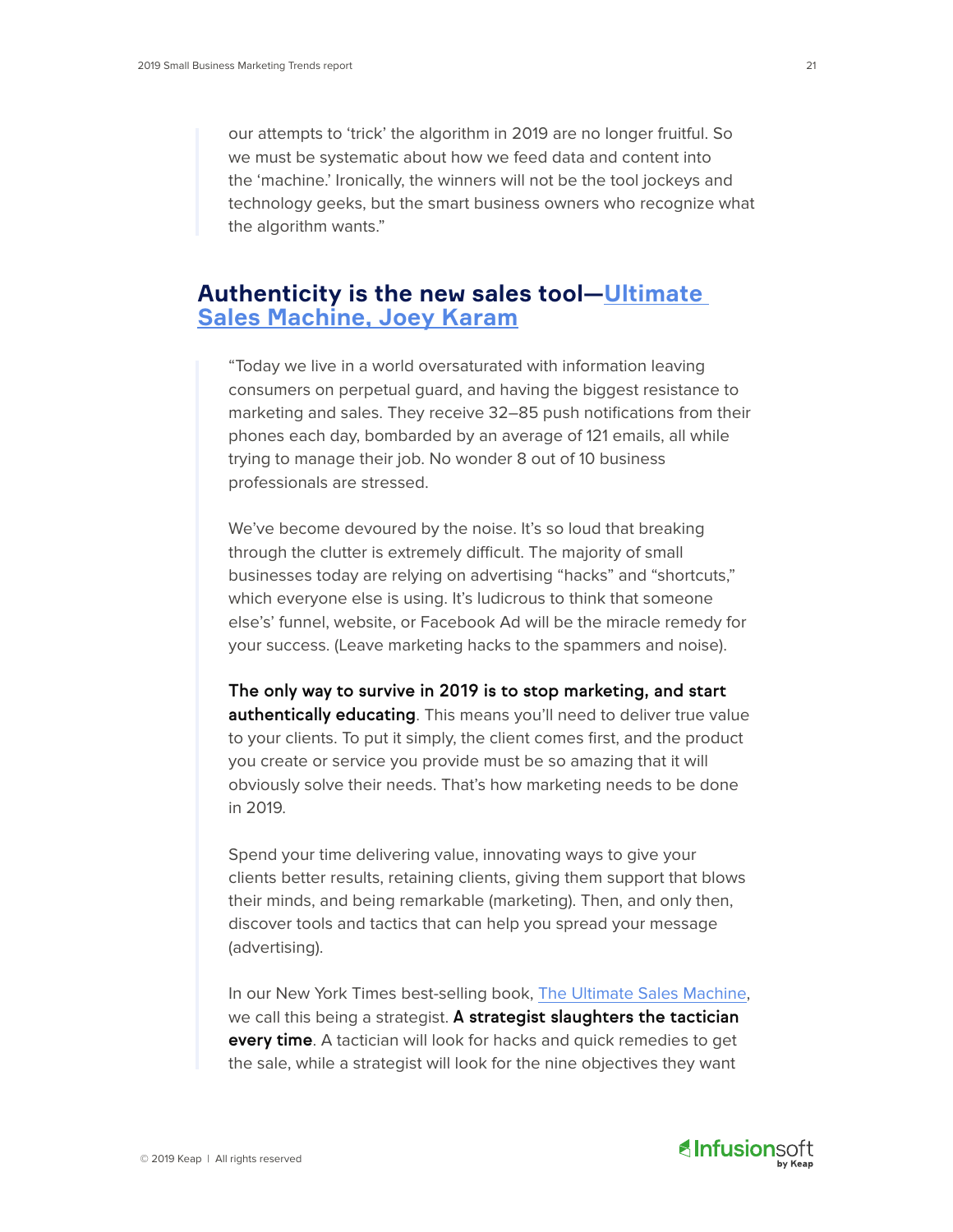> our attempts to 'trick' the algorithm in 2019 are no longer fruitful. So we must be systematic about how we feed data and content into the 'machine.' Ironically, the winners will not be the tool jockeys and technology geeks, but the smart business owners who recognize what the algorithm wants."

## Authenticity is the new sales tool—Ultimate Sales Machine, Joey Karam

> "Today we live in a world oversaturated with information leaving consumers on perpetual guard, and having the biggest resistance to marketing and sales. They receive 32–85 push notifications from their phones each day, bombarded by an average of 121 emails, all while trying to manage their job. No wonder 8 out of 10 business professionals are stressed.
>
> We've become devoured by the noise. It's so loud that breaking through the clutter is extremely difficult. The majority of small businesses today are relying on advertising "hacks" and "shortcuts," which everyone else is using. It's ludicrous to think that someone else's' funnel, website, or Facebook Ad will be the miracle remedy for your success. (Leave marketing hacks to the spammers and noise).
>
> **The only way to survive in 2019 is to stop marketing, and start authentically educating**. This means you'll need to deliver true value to your clients. To put it simply, the client comes first, and the product you create or service you provide must be so amazing that it will obviously solve their needs. That's how marketing needs to be done in 2019.
>
> Spend your time delivering value, innovating ways to give your clients better results, retaining clients, giving them support that blows their minds, and being remarkable (marketing). Then, and only then, discover tools and tactics that can help you spread your message (advertising).
>
> In our New York Times best-selling book, The Ultimate Sales Machine, we call this being a strategist. **A strategist slaughters the tactician every time**. A tactician will look for hacks and quick remedies to get the sale, while a strategist will look for the nine objectives they want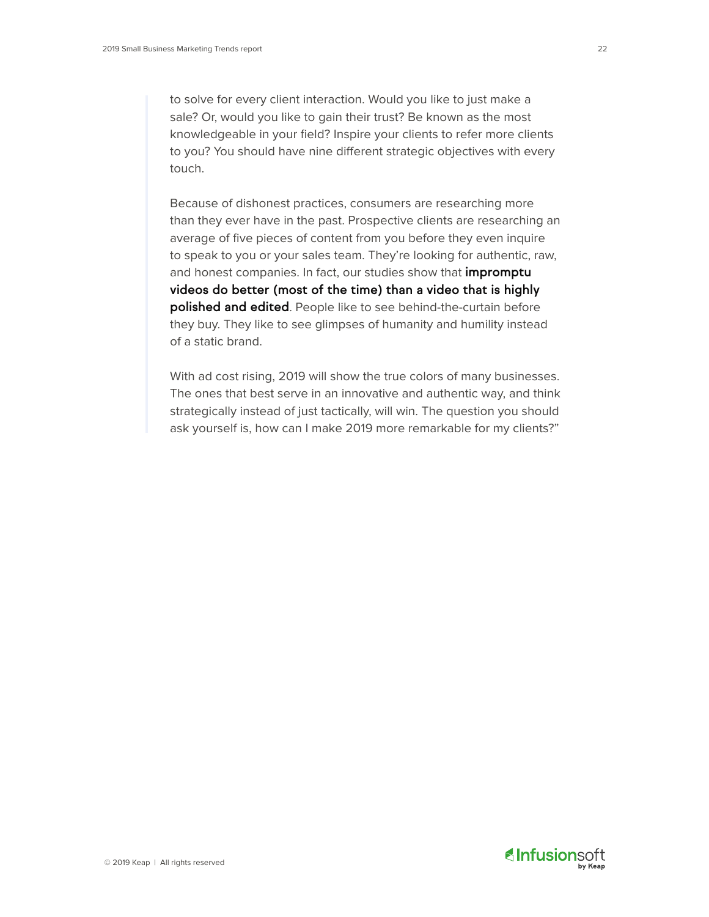to solve for every client interaction. Would you like to just make a sale? Or, would you like to gain their trust? Be known as the most knowledgeable in your field? Inspire your clients to refer more clients to you? You should have nine different strategic objectives with every touch.

Because of dishonest practices, consumers are researching more than they ever have in the past. Prospective clients are researching an average of five pieces of content from you before they even inquire to speak to you or your sales team. They're looking for authentic, raw, and honest companies. In fact, our studies show that **impromptu videos do better (most of the time) than a video that is highly polished and edited**. People like to see behind-the-curtain before they buy. They like to see glimpses of humanity and humility instead of a static brand.

With ad cost rising, 2019 will show the true colors of many businesses. The ones that best serve in an innovative and authentic way, and think strategically instead of just tactically, will win. The question you should ask yourself is, how can I make 2019 more remarkable for my clients?"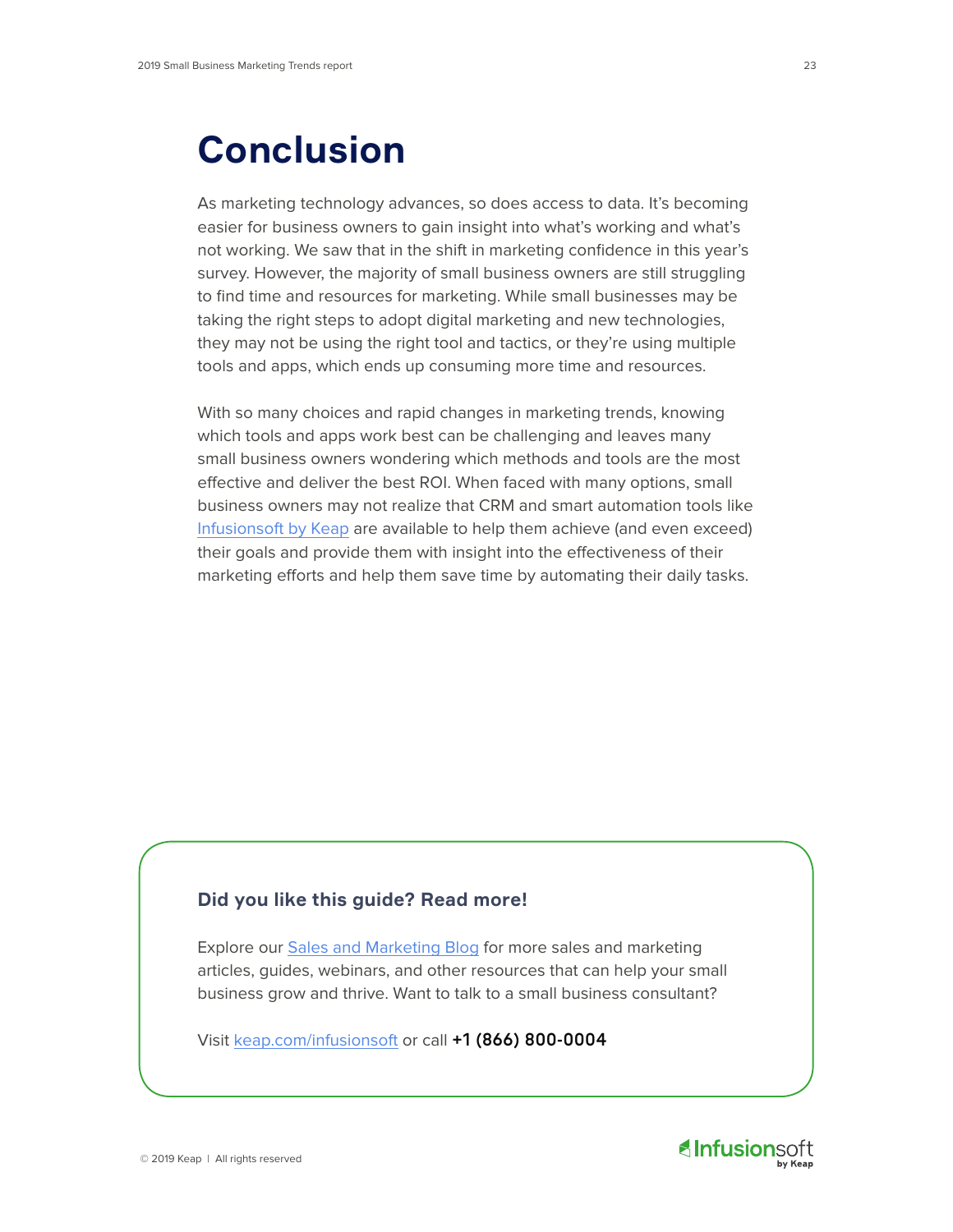# Conclusion

As marketing technology advances, so does access to data. It's becoming easier for business owners to gain insight into what's working and what's not working. We saw that in the shift in marketing confidence in this year's survey. However, the majority of small business owners are still struggling to find time and resources for marketing. While small businesses may be taking the right steps to adopt digital marketing and new technologies, they may not be using the right tool and tactics, or they're using multiple tools and apps, which ends up consuming more time and resources.

With so many choices and rapid changes in marketing trends, knowing which tools and apps work best can be challenging and leaves many small business owners wondering which methods and tools are the most effective and deliver the best ROI. When faced with many options, small business owners may not realize that CRM and smart automation tools like Infusionsoft by Keap are available to help them achieve (and even exceed) their goals and provide them with insight into the effectiveness of their marketing efforts and help them save time by automating their daily tasks.

### Did you like this guide? Read more!

Explore our Sales and Marketing Blog for more sales and marketing articles, guides, webinars, and other resources that can help your small business grow and thrive. Want to talk to a small business consultant?

Visit keap.com/infusionsoft or call **+1 (866) 800-0004**

© 2019 Keap | All rights reserved